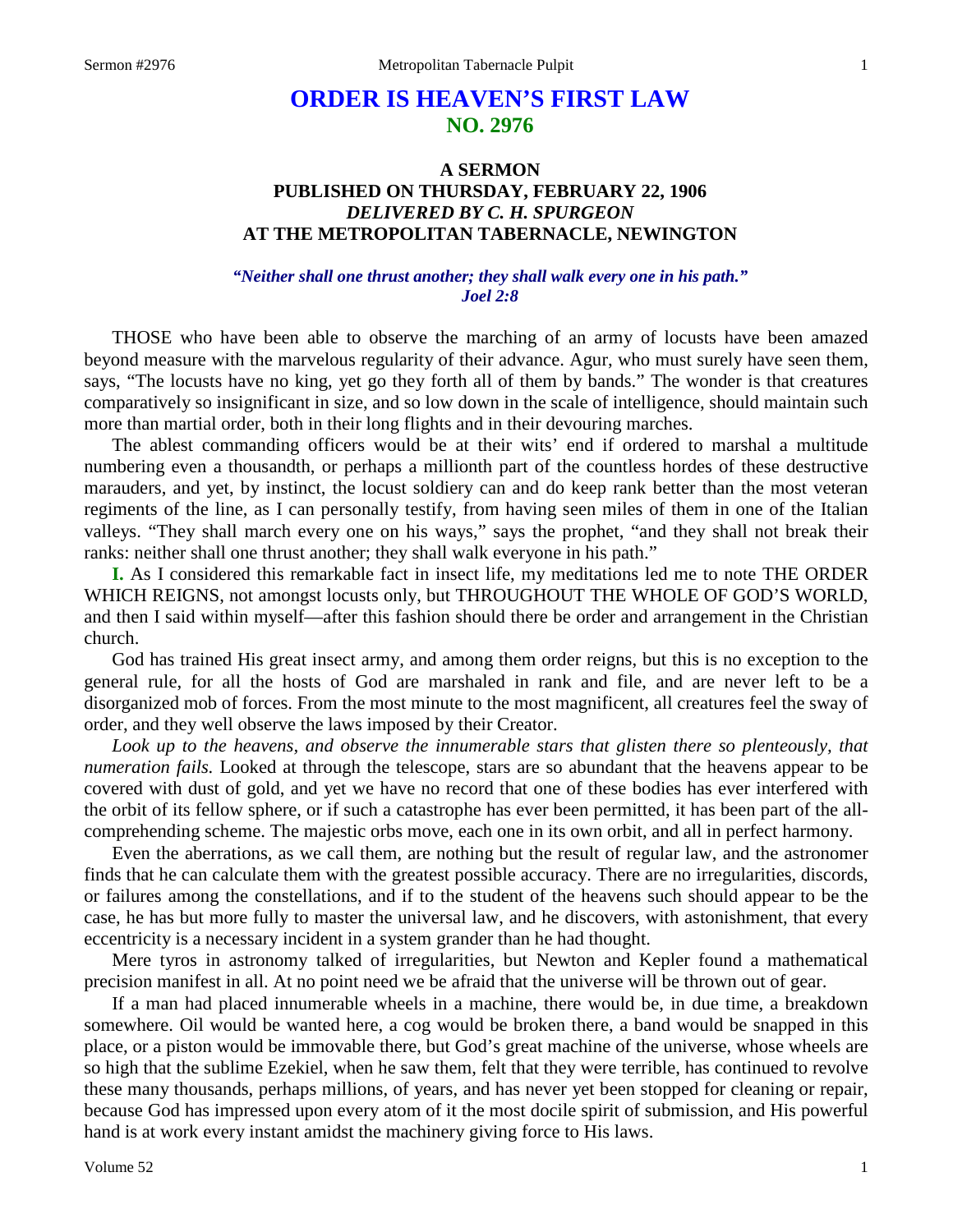# ORDER IS HEAVEN'S FIRST LAW
## NO. 2976

### A SERMON
### PUBLISHED ON THURSDAY, FEBRUARY 22, 1906
### *DELIVERED BY C. H. SPURGEON*
### AT THE METROPOLITAN TABERNACLE, NEWINGTON

*"Neither shall one thrust another; they shall walk every one in his path."*
*Joel 2:8*

THOSE who have been able to observe the marching of an army of locusts have been amazed beyond measure with the marvelous regularity of their advance. Agur, who must surely have seen them, says, "The locusts have no king, yet go they forth all of them by bands." The wonder is that creatures comparatively so insignificant in size, and so low down in the scale of intelligence, should maintain such more than martial order, both in their long flights and in their devouring marches.

The ablest commanding officers would be at their wits' end if ordered to marshal a multitude numbering even a thousandth, or perhaps a millionth part of the countless hordes of these destructive marauders, and yet, by instinct, the locust soldiery can and do keep rank better than the most veteran regiments of the line, as I can personally testify, from having seen miles of them in one of the Italian valleys. "They shall march every one on his ways," says the prophet, "and they shall not break their ranks: neither shall one thrust another; they shall walk everyone in his path."

**I.** As I considered this remarkable fact in insect life, my meditations led me to note THE ORDER WHICH REIGNS, not amongst locusts only, but THROUGHOUT THE WHOLE OF GOD'S WORLD, and then I said within myself—after this fashion should there be order and arrangement in the Christian church.

God has trained His great insect army, and among them order reigns, but this is no exception to the general rule, for all the hosts of God are marshaled in rank and file, and are never left to be a disorganized mob of forces. From the most minute to the most magnificent, all creatures feel the sway of order, and they well observe the laws imposed by their Creator.

*Look up to the heavens, and observe the innumerable stars that glisten there so plenteously, that numeration fails.* Looked at through the telescope, stars are so abundant that the heavens appear to be covered with dust of gold, and yet we have no record that one of these bodies has ever interfered with the orbit of its fellow sphere, or if such a catastrophe has ever been permitted, it has been part of the all-comprehending scheme. The majestic orbs move, each one in its own orbit, and all in perfect harmony.

Even the aberrations, as we call them, are nothing but the result of regular law, and the astronomer finds that he can calculate them with the greatest possible accuracy. There are no irregularities, discords, or failures among the constellations, and if to the student of the heavens such should appear to be the case, he has but more fully to master the universal law, and he discovers, with astonishment, that every eccentricity is a necessary incident in a system grander than he had thought.

Mere tyros in astronomy talked of irregularities, but Newton and Kepler found a mathematical precision manifest in all. At no point need we be afraid that the universe will be thrown out of gear.

If a man had placed innumerable wheels in a machine, there would be, in due time, a breakdown somewhere. Oil would be wanted here, a cog would be broken there, a band would be snapped in this place, or a piston would be immovable there, but God's great machine of the universe, whose wheels are so high that the sublime Ezekiel, when he saw them, felt that they were terrible, has continued to revolve these many thousands, perhaps millions, of years, and has never yet been stopped for cleaning or repair, because God has impressed upon every atom of it the most docile spirit of submission, and His powerful hand is at work every instant amidst the machinery giving force to His laws.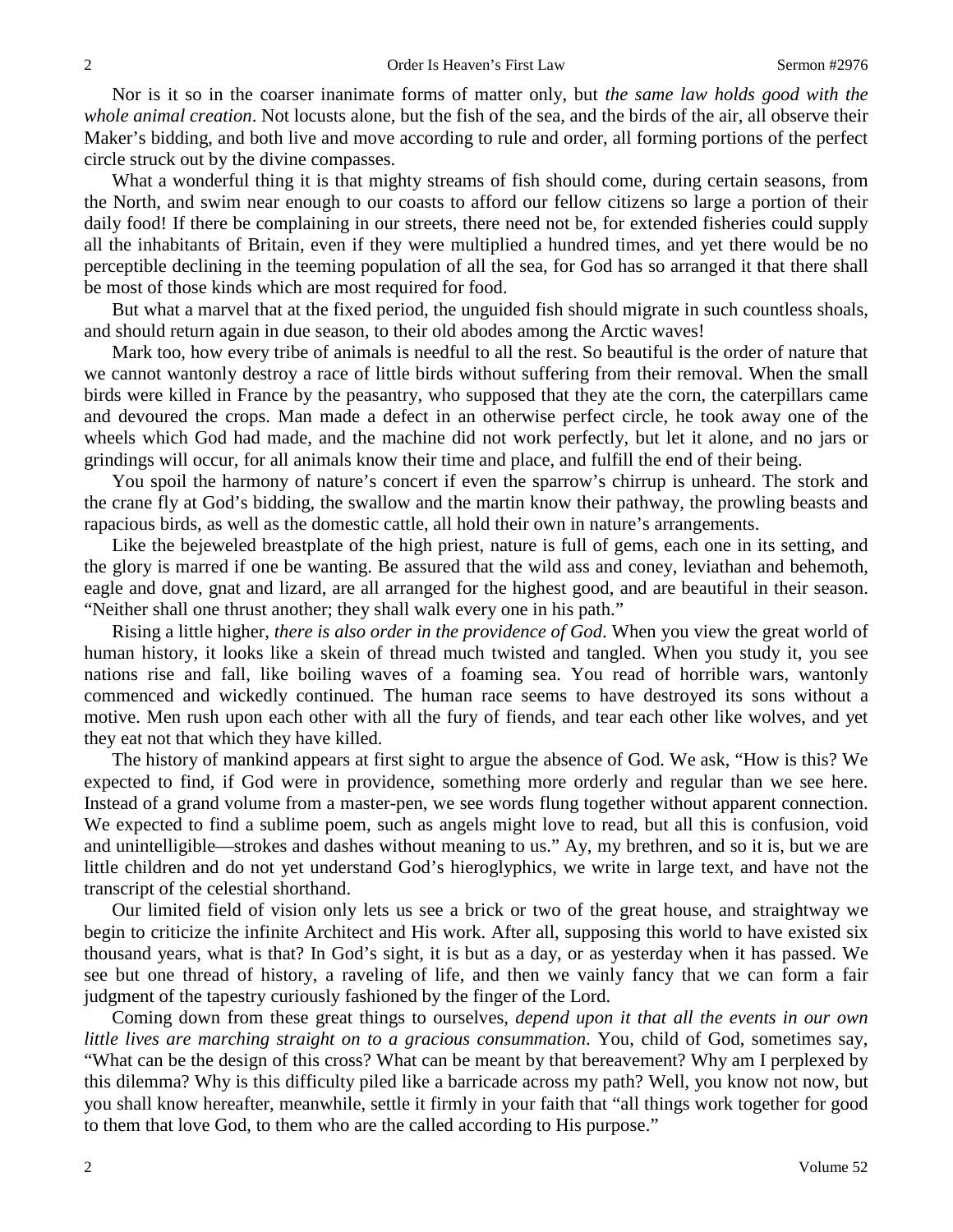Nor is it so in the coarser inanimate forms of matter only, but *the same law holds good with the whole animal creation*. Not locusts alone, but the fish of the sea, and the birds of the air, all observe their Maker's bidding, and both live and move according to rule and order, all forming portions of the perfect circle struck out by the divine compasses.

What a wonderful thing it is that mighty streams of fish should come, during certain seasons, from the North, and swim near enough to our coasts to afford our fellow citizens so large a portion of their daily food! If there be complaining in our streets, there need not be, for extended fisheries could supply all the inhabitants of Britain, even if they were multiplied a hundred times, and yet there would be no perceptible declining in the teeming population of all the sea, for God has so arranged it that there shall be most of those kinds which are most required for food.

But what a marvel that at the fixed period, the unguided fish should migrate in such countless shoals, and should return again in due season, to their old abodes among the Arctic waves!

Mark too, how every tribe of animals is needful to all the rest. So beautiful is the order of nature that we cannot wantonly destroy a race of little birds without suffering from their removal. When the small birds were killed in France by the peasantry, who supposed that they ate the corn, the caterpillars came and devoured the crops. Man made a defect in an otherwise perfect circle, he took away one of the wheels which God had made, and the machine did not work perfectly, but let it alone, and no jars or grindings will occur, for all animals know their time and place, and fulfill the end of their being.

You spoil the harmony of nature's concert if even the sparrow's chirrup is unheard. The stork and the crane fly at God's bidding, the swallow and the martin know their pathway, the prowling beasts and rapacious birds, as well as the domestic cattle, all hold their own in nature's arrangements.

Like the bejeweled breastplate of the high priest, nature is full of gems, each one in its setting, and the glory is marred if one be wanting. Be assured that the wild ass and coney, leviathan and behemoth, eagle and dove, gnat and lizard, are all arranged for the highest good, and are beautiful in their season. "Neither shall one thrust another; they shall walk every one in his path."

Rising a little higher, *there is also order in the providence of God*. When you view the great world of human history, it looks like a skein of thread much twisted and tangled. When you study it, you see nations rise and fall, like boiling waves of a foaming sea. You read of horrible wars, wantonly commenced and wickedly continued. The human race seems to have destroyed its sons without a motive. Men rush upon each other with all the fury of fiends, and tear each other like wolves, and yet they eat not that which they have killed.

The history of mankind appears at first sight to argue the absence of God. We ask, "How is this? We expected to find, if God were in providence, something more orderly and regular than we see here. Instead of a grand volume from a master-pen, we see words flung together without apparent connection. We expected to find a sublime poem, such as angels might love to read, but all this is confusion, void and unintelligible—strokes and dashes without meaning to us." Ay, my brethren, and so it is, but we are little children and do not yet understand God's hieroglyphics, we write in large text, and have not the transcript of the celestial shorthand.

Our limited field of vision only lets us see a brick or two of the great house, and straightway we begin to criticize the infinite Architect and His work. After all, supposing this world to have existed six thousand years, what is that? In God's sight, it is but as a day, or as yesterday when it has passed. We see but one thread of history, a raveling of life, and then we vainly fancy that we can form a fair judgment of the tapestry curiously fashioned by the finger of the Lord.

Coming down from these great things to ourselves, *depend upon it that all the events in our own little lives are marching straight on to a gracious consummation*. You, child of God, sometimes say, "What can be the design of this cross? What can be meant by that bereavement? Why am I perplexed by this dilemma? Why is this difficulty piled like a barricade across my path? Well, you know not now, but you shall know hereafter, meanwhile, settle it firmly in your faith that "all things work together for good to them that love God, to them who are the called according to His purpose."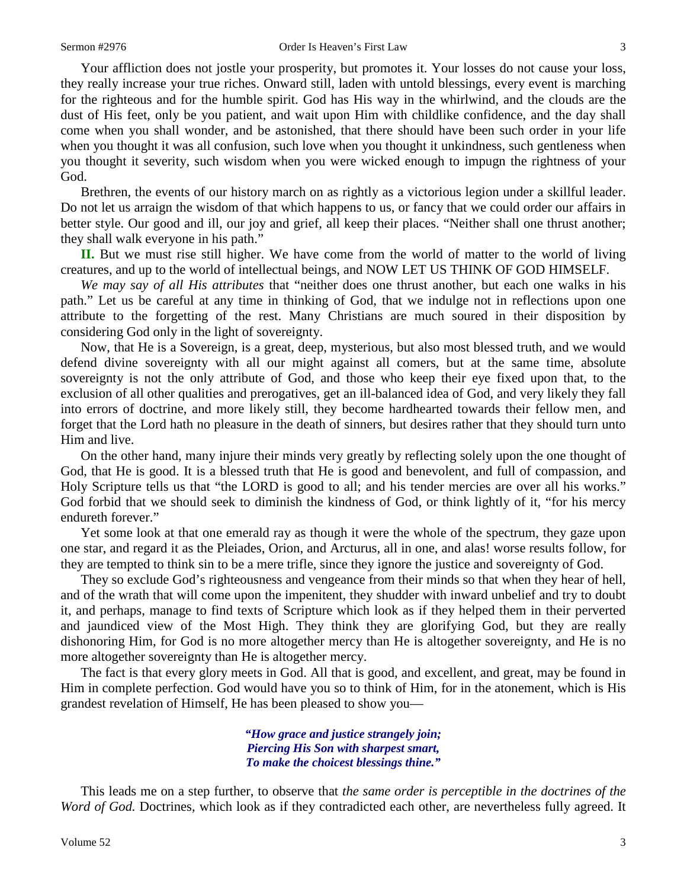Your affliction does not jostle your prosperity, but promotes it. Your losses do not cause your loss, they really increase your true riches. Onward still, laden with untold blessings, every event is marching for the righteous and for the humble spirit. God has His way in the whirlwind, and the clouds are the dust of His feet, only be you patient, and wait upon Him with childlike confidence, and the day shall come when you shall wonder, and be astonished, that there should have been such order in your life when you thought it was all confusion, such love when you thought it unkindness, such gentleness when you thought it severity, such wisdom when you were wicked enough to impugn the rightness of your God.

Brethren, the events of our history march on as rightly as a victorious legion under a skillful leader. Do not let us arraign the wisdom of that which happens to us, or fancy that we could order our affairs in better style. Our good and ill, our joy and grief, all keep their places. "Neither shall one thrust another; they shall walk everyone in his path."

**II.** But we must rise still higher. We have come from the world of matter to the world of living creatures, and up to the world of intellectual beings, and NOW LET US THINK OF GOD HIMSELF.

*We may say of all His attributes* that "neither does one thrust another, but each one walks in his path." Let us be careful at any time in thinking of God, that we indulge not in reflections upon one attribute to the forgetting of the rest. Many Christians are much soured in their disposition by considering God only in the light of sovereignty.

Now, that He is a Sovereign, is a great, deep, mysterious, but also most blessed truth, and we would defend divine sovereignty with all our might against all comers, but at the same time, absolute sovereignty is not the only attribute of God, and those who keep their eye fixed upon that, to the exclusion of all other qualities and prerogatives, get an ill-balanced idea of God, and very likely they fall into errors of doctrine, and more likely still, they become hardhearted towards their fellow men, and forget that the Lord hath no pleasure in the death of sinners, but desires rather that they should turn unto Him and live.

On the other hand, many injure their minds very greatly by reflecting solely upon the one thought of God, that He is good. It is a blessed truth that He is good and benevolent, and full of compassion, and Holy Scripture tells us that "the LORD is good to all; and his tender mercies are over all his works." God forbid that we should seek to diminish the kindness of God, or think lightly of it, "for his mercy endureth forever."

Yet some look at that one emerald ray as though it were the whole of the spectrum, they gaze upon one star, and regard it as the Pleiades, Orion, and Arcturus, all in one, and alas! worse results follow, for they are tempted to think sin to be a mere trifle, since they ignore the justice and sovereignty of God.

They so exclude God's righteousness and vengeance from their minds so that when they hear of hell, and of the wrath that will come upon the impenitent, they shudder with inward unbelief and try to doubt it, and perhaps, manage to find texts of Scripture which look as if they helped them in their perverted and jaundiced view of the Most High. They think they are glorifying God, but they are really dishonoring Him, for God is no more altogether mercy than He is altogether sovereignty, and He is no more altogether sovereignty than He is altogether mercy.

The fact is that every glory meets in God. All that is good, and excellent, and great, may be found in Him in complete perfection. God would have you so to think of Him, for in the atonement, which is His grandest revelation of Himself, He has been pleased to show you—

> ***"How grace and justice strangely join;***
> ***Piercing His Son with sharpest smart,***
> ***To make the choicest blessings thine."***

This leads me on a step further, to observe that *the same order is perceptible in the doctrines of the Word of God.* Doctrines, which look as if they contradicted each other, are nevertheless fully agreed. It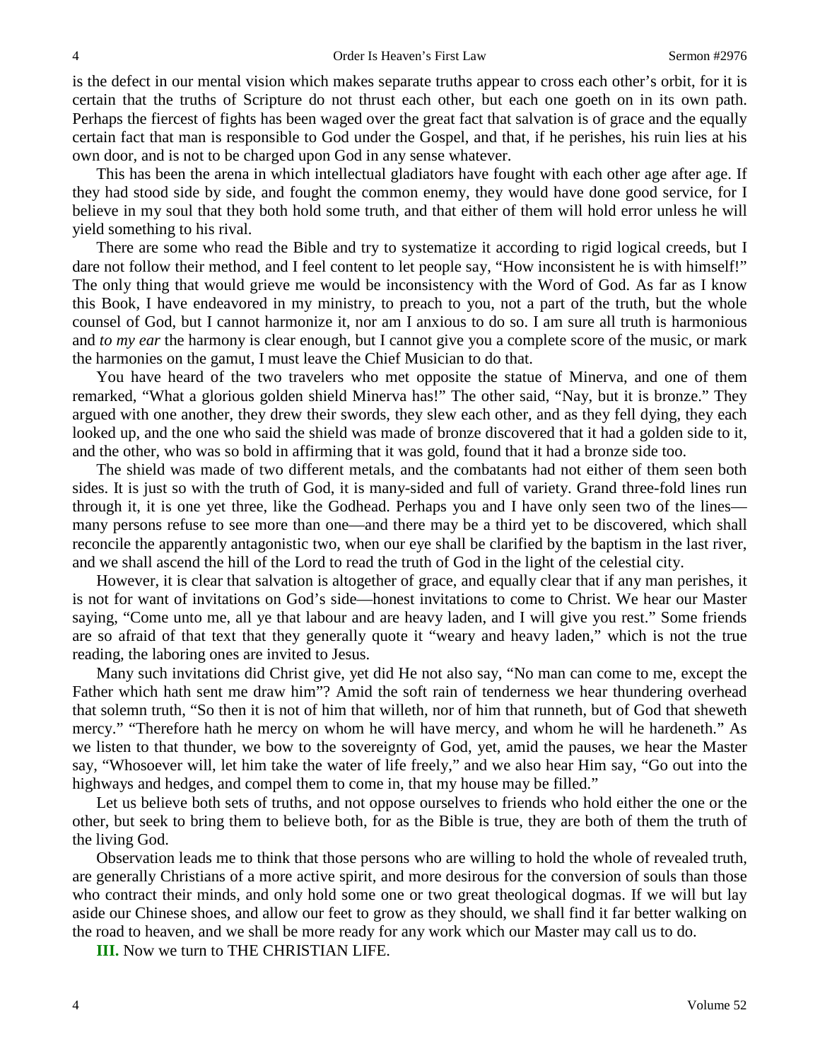is the defect in our mental vision which makes separate truths appear to cross each other's orbit, for it is certain that the truths of Scripture do not thrust each other, but each one goeth on in its own path. Perhaps the fiercest of fights has been waged over the great fact that salvation is of grace and the equally certain fact that man is responsible to God under the Gospel, and that, if he perishes, his ruin lies at his own door, and is not to be charged upon God in any sense whatever.

This has been the arena in which intellectual gladiators have fought with each other age after age. If they had stood side by side, and fought the common enemy, they would have done good service, for I believe in my soul that they both hold some truth, and that either of them will hold error unless he will yield something to his rival.

There are some who read the Bible and try to systematize it according to rigid logical creeds, but I dare not follow their method, and I feel content to let people say, "How inconsistent he is with himself!" The only thing that would grieve me would be inconsistency with the Word of God. As far as I know this Book, I have endeavored in my ministry, to preach to you, not a part of the truth, but the whole counsel of God, but I cannot harmonize it, nor am I anxious to do so. I am sure all truth is harmonious and *to my ear* the harmony is clear enough, but I cannot give you a complete score of the music, or mark the harmonies on the gamut, I must leave the Chief Musician to do that.

You have heard of the two travelers who met opposite the statue of Minerva, and one of them remarked, "What a glorious golden shield Minerva has!" The other said, "Nay, but it is bronze." They argued with one another, they drew their swords, they slew each other, and as they fell dying, they each looked up, and the one who said the shield was made of bronze discovered that it had a golden side to it, and the other, who was so bold in affirming that it was gold, found that it had a bronze side too.

The shield was made of two different metals, and the combatants had not either of them seen both sides. It is just so with the truth of God, it is many-sided and full of variety. Grand three-fold lines run through it, it is one yet three, like the Godhead. Perhaps you and I have only seen two of the lines—many persons refuse to see more than one—and there may be a third yet to be discovered, which shall reconcile the apparently antagonistic two, when our eye shall be clarified by the baptism in the last river, and we shall ascend the hill of the Lord to read the truth of God in the light of the celestial city.

However, it is clear that salvation is altogether of grace, and equally clear that if any man perishes, it is not for want of invitations on God's side—honest invitations to come to Christ. We hear our Master saying, "Come unto me, all ye that labour and are heavy laden, and I will give you rest." Some friends are so afraid of that text that they generally quote it "weary and heavy laden," which is not the true reading, the laboring ones are invited to Jesus.

Many such invitations did Christ give, yet did He not also say, "No man can come to me, except the Father which hath sent me draw him"? Amid the soft rain of tenderness we hear thundering overhead that solemn truth, "So then it is not of him that willeth, nor of him that runneth, but of God that sheweth mercy." "Therefore hath he mercy on whom he will have mercy, and whom he will he hardeneth." As we listen to that thunder, we bow to the sovereignty of God, yet, amid the pauses, we hear the Master say, "Whosoever will, let him take the water of life freely," and we also hear Him say, "Go out into the highways and hedges, and compel them to come in, that my house may be filled."

Let us believe both sets of truths, and not oppose ourselves to friends who hold either the one or the other, but seek to bring them to believe both, for as the Bible is true, they are both of them the truth of the living God.

Observation leads me to think that those persons who are willing to hold the whole of revealed truth, are generally Christians of a more active spirit, and more desirous for the conversion of souls than those who contract their minds, and only hold some one or two great theological dogmas. If we will but lay aside our Chinese shoes, and allow our feet to grow as they should, we shall find it far better walking on the road to heaven, and we shall be more ready for any work which our Master may call us to do.

**III.** Now we turn to THE CHRISTIAN LIFE.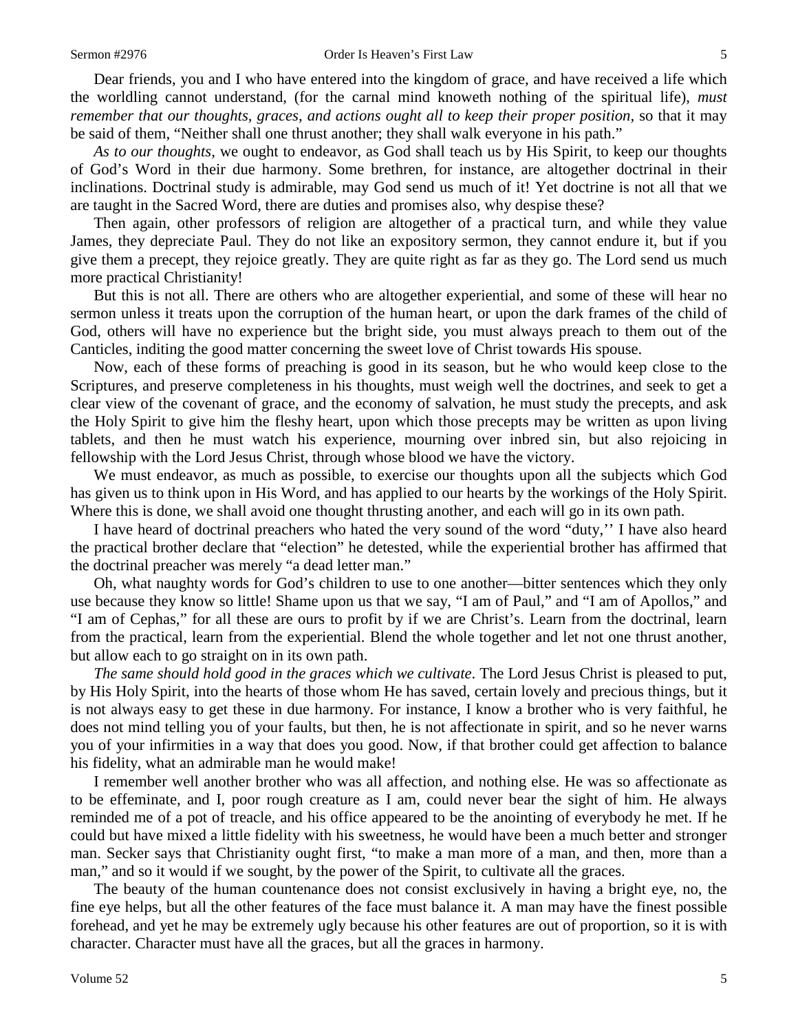Dear friends, you and I who have entered into the kingdom of grace, and have received a life which the worldling cannot understand, (for the carnal mind knoweth nothing of the spiritual life), *must remember that our thoughts, graces, and actions ought all to keep their proper position*, so that it may be said of them, "Neither shall one thrust another; they shall walk everyone in his path."

*As to our thoughts*, we ought to endeavor, as God shall teach us by His Spirit, to keep our thoughts of God's Word in their due harmony. Some brethren, for instance, are altogether doctrinal in their inclinations. Doctrinal study is admirable, may God send us much of it! Yet doctrine is not all that we are taught in the Sacred Word, there are duties and promises also, why despise these?

Then again, other professors of religion are altogether of a practical turn, and while they value James, they depreciate Paul. They do not like an expository sermon, they cannot endure it, but if you give them a precept, they rejoice greatly. They are quite right as far as they go. The Lord send us much more practical Christianity!

But this is not all. There are others who are altogether experiential, and some of these will hear no sermon unless it treats upon the corruption of the human heart, or upon the dark frames of the child of God, others will have no experience but the bright side, you must always preach to them out of the Canticles, inditing the good matter concerning the sweet love of Christ towards His spouse.

Now, each of these forms of preaching is good in its season, but he who would keep close to the Scriptures, and preserve completeness in his thoughts, must weigh well the doctrines, and seek to get a clear view of the covenant of grace, and the economy of salvation, he must study the precepts, and ask the Holy Spirit to give him the fleshy heart, upon which those precepts may be written as upon living tablets, and then he must watch his experience, mourning over inbred sin, but also rejoicing in fellowship with the Lord Jesus Christ, through whose blood we have the victory.

We must endeavor, as much as possible, to exercise our thoughts upon all the subjects which God has given us to think upon in His Word, and has applied to our hearts by the workings of the Holy Spirit. Where this is done, we shall avoid one thought thrusting another, and each will go in its own path.

I have heard of doctrinal preachers who hated the very sound of the word "duty,'' I have also heard the practical brother declare that "election" he detested, while the experiential brother has affirmed that the doctrinal preacher was merely "a dead letter man."

Oh, what naughty words for God's children to use to one another—bitter sentences which they only use because they know so little! Shame upon us that we say, "I am of Paul," and "I am of Apollos," and "I am of Cephas," for all these are ours to profit by if we are Christ's. Learn from the doctrinal, learn from the practical, learn from the experiential. Blend the whole together and let not one thrust another, but allow each to go straight on in its own path.

*The same should hold good in the graces which we cultivate*. The Lord Jesus Christ is pleased to put, by His Holy Spirit, into the hearts of those whom He has saved, certain lovely and precious things, but it is not always easy to get these in due harmony. For instance, I know a brother who is very faithful, he does not mind telling you of your faults, but then, he is not affectionate in spirit, and so he never warns you of your infirmities in a way that does you good. Now, if that brother could get affection to balance his fidelity, what an admirable man he would make!

I remember well another brother who was all affection, and nothing else. He was so affectionate as to be effeminate, and I, poor rough creature as I am, could never bear the sight of him. He always reminded me of a pot of treacle, and his office appeared to be the anointing of everybody he met. If he could but have mixed a little fidelity with his sweetness, he would have been a much better and stronger man. Secker says that Christianity ought first, "to make a man more of a man, and then, more than a man," and so it would if we sought, by the power of the Spirit, to cultivate all the graces.

The beauty of the human countenance does not consist exclusively in having a bright eye, no, the fine eye helps, but all the other features of the face must balance it. A man may have the finest possible forehead, and yet he may be extremely ugly because his other features are out of proportion, so it is with character. Character must have all the graces, but all the graces in harmony.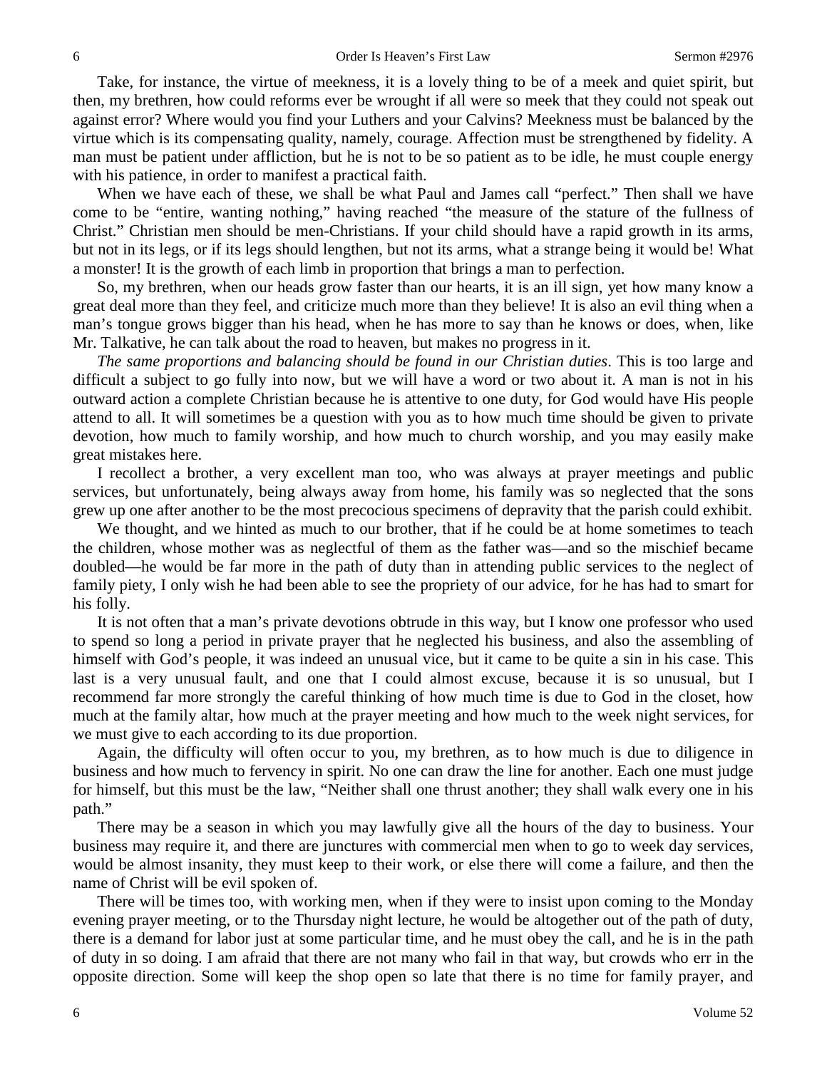Take, for instance, the virtue of meekness, it is a lovely thing to be of a meek and quiet spirit, but then, my brethren, how could reforms ever be wrought if all were so meek that they could not speak out against error? Where would you find your Luthers and your Calvins? Meekness must be balanced by the virtue which is its compensating quality, namely, courage. Affection must be strengthened by fidelity. A man must be patient under affliction, but he is not to be so patient as to be idle, he must couple energy with his patience, in order to manifest a practical faith.

When we have each of these, we shall be what Paul and James call "perfect." Then shall we have come to be "entire, wanting nothing," having reached "the measure of the stature of the fullness of Christ." Christian men should be men-Christians. If your child should have a rapid growth in its arms, but not in its legs, or if its legs should lengthen, but not its arms, what a strange being it would be! What a monster! It is the growth of each limb in proportion that brings a man to perfection.

So, my brethren, when our heads grow faster than our hearts, it is an ill sign, yet how many know a great deal more than they feel, and criticize much more than they believe! It is also an evil thing when a man's tongue grows bigger than his head, when he has more to say than he knows or does, when, like Mr. Talkative, he can talk about the road to heaven, but makes no progress in it.

*The same proportions and balancing should be found in our Christian duties*. This is too large and difficult a subject to go fully into now, but we will have a word or two about it. A man is not in his outward action a complete Christian because he is attentive to one duty, for God would have His people attend to all. It will sometimes be a question with you as to how much time should be given to private devotion, how much to family worship, and how much to church worship, and you may easily make great mistakes here.

I recollect a brother, a very excellent man too, who was always at prayer meetings and public services, but unfortunately, being always away from home, his family was so neglected that the sons grew up one after another to be the most precocious specimens of depravity that the parish could exhibit.

We thought, and we hinted as much to our brother, that if he could be at home sometimes to teach the children, whose mother was as neglectful of them as the father was—and so the mischief became doubled—he would be far more in the path of duty than in attending public services to the neglect of family piety, I only wish he had been able to see the propriety of our advice, for he has had to smart for his folly.

It is not often that a man's private devotions obtrude in this way, but I know one professor who used to spend so long a period in private prayer that he neglected his business, and also the assembling of himself with God's people, it was indeed an unusual vice, but it came to be quite a sin in his case. This last is a very unusual fault, and one that I could almost excuse, because it is so unusual, but I recommend far more strongly the careful thinking of how much time is due to God in the closet, how much at the family altar, how much at the prayer meeting and how much to the week night services, for we must give to each according to its due proportion.

Again, the difficulty will often occur to you, my brethren, as to how much is due to diligence in business and how much to fervency in spirit. No one can draw the line for another. Each one must judge for himself, but this must be the law, "Neither shall one thrust another; they shall walk every one in his path."

There may be a season in which you may lawfully give all the hours of the day to business. Your business may require it, and there are junctures with commercial men when to go to week day services, would be almost insanity, they must keep to their work, or else there will come a failure, and then the name of Christ will be evil spoken of.

There will be times too, with working men, when if they were to insist upon coming to the Monday evening prayer meeting, or to the Thursday night lecture, he would be altogether out of the path of duty, there is a demand for labor just at some particular time, and he must obey the call, and he is in the path of duty in so doing. I am afraid that there are not many who fail in that way, but crowds who err in the opposite direction. Some will keep the shop open so late that there is no time for family prayer, and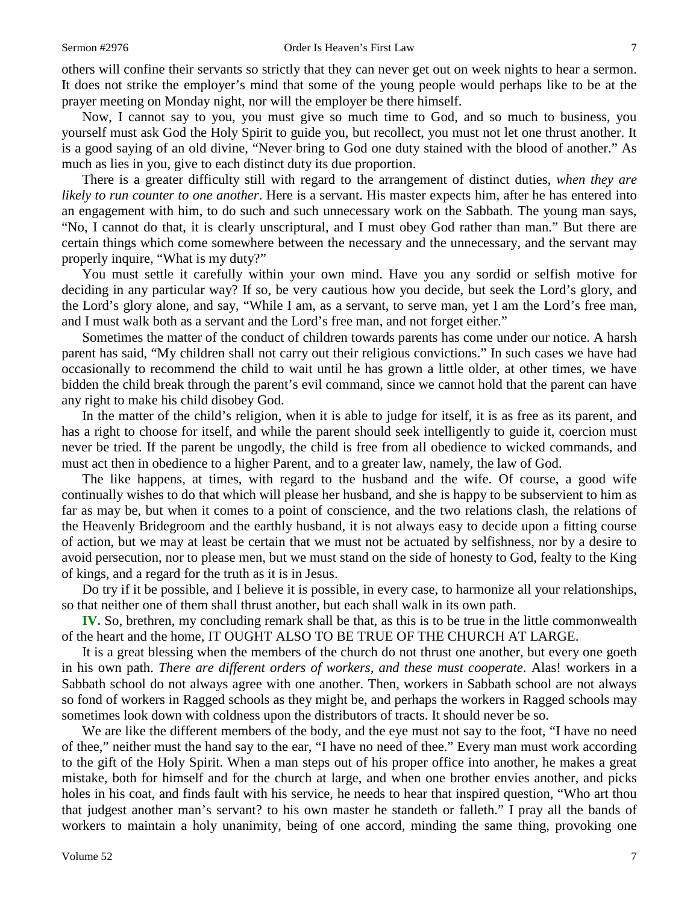others will confine their servants so strictly that they can never get out on week nights to hear a sermon. It does not strike the employer's mind that some of the young people would perhaps like to be at the prayer meeting on Monday night, nor will the employer be there himself.

Now, I cannot say to you, you must give so much time to God, and so much to business, you yourself must ask God the Holy Spirit to guide you, but recollect, you must not let one thrust another. It is a good saying of an old divine, "Never bring to God one duty stained with the blood of another." As much as lies in you, give to each distinct duty its due proportion.

There is a greater difficulty still with regard to the arrangement of distinct duties, *when they are likely to run counter to one another*. Here is a servant. His master expects him, after he has entered into an engagement with him, to do such and such unnecessary work on the Sabbath. The young man says, "No, I cannot do that, it is clearly unscriptural, and I must obey God rather than man." But there are certain things which come somewhere between the necessary and the unnecessary, and the servant may properly inquire, "What is my duty?"

You must settle it carefully within your own mind. Have you any sordid or selfish motive for deciding in any particular way? If so, be very cautious how you decide, but seek the Lord's glory, and the Lord's glory alone, and say, "While I am, as a servant, to serve man, yet I am the Lord's free man, and I must walk both as a servant and the Lord's free man, and not forget either."

Sometimes the matter of the conduct of children towards parents has come under our notice. A harsh parent has said, "My children shall not carry out their religious convictions." In such cases we have had occasionally to recommend the child to wait until he has grown a little older, at other times, we have bidden the child break through the parent's evil command, since we cannot hold that the parent can have any right to make his child disobey God.

In the matter of the child's religion, when it is able to judge for itself, it is as free as its parent, and has a right to choose for itself, and while the parent should seek intelligently to guide it, coercion must never be tried. If the parent be ungodly, the child is free from all obedience to wicked commands, and must act then in obedience to a higher Parent, and to a greater law, namely, the law of God.

The like happens, at times, with regard to the husband and the wife. Of course, a good wife continually wishes to do that which will please her husband, and she is happy to be subservient to him as far as may be, but when it comes to a point of conscience, and the two relations clash, the relations of the Heavenly Bridegroom and the earthly husband, it is not always easy to decide upon a fitting course of action, but we may at least be certain that we must not be actuated by selfishness, nor by a desire to avoid persecution, nor to please men, but we must stand on the side of honesty to God, fealty to the King of kings, and a regard for the truth as it is in Jesus.

Do try if it be possible, and I believe it is possible, in every case, to harmonize all your relationships, so that neither one of them shall thrust another, but each shall walk in its own path.

**IV.** So, brethren, my concluding remark shall be that, as this is to be true in the little commonwealth of the heart and the home, IT OUGHT ALSO TO BE TRUE OF THE CHURCH AT LARGE.

It is a great blessing when the members of the church do not thrust one another, but every one goeth in his own path. *There are different orders of workers, and these must cooperate*. Alas! workers in a Sabbath school do not always agree with one another. Then, workers in Sabbath school are not always so fond of workers in Ragged schools as they might be, and perhaps the workers in Ragged schools may sometimes look down with coldness upon the distributors of tracts. It should never be so.

We are like the different members of the body, and the eye must not say to the foot, "I have no need of thee," neither must the hand say to the ear, "I have no need of thee." Every man must work according to the gift of the Holy Spirit. When a man steps out of his proper office into another, he makes a great mistake, both for himself and for the church at large, and when one brother envies another, and picks holes in his coat, and finds fault with his service, he needs to hear that inspired question, "Who art thou that judgest another man's servant? to his own master he standeth or falleth." I pray all the bands of workers to maintain a holy unanimity, being of one accord, minding the same thing, provoking one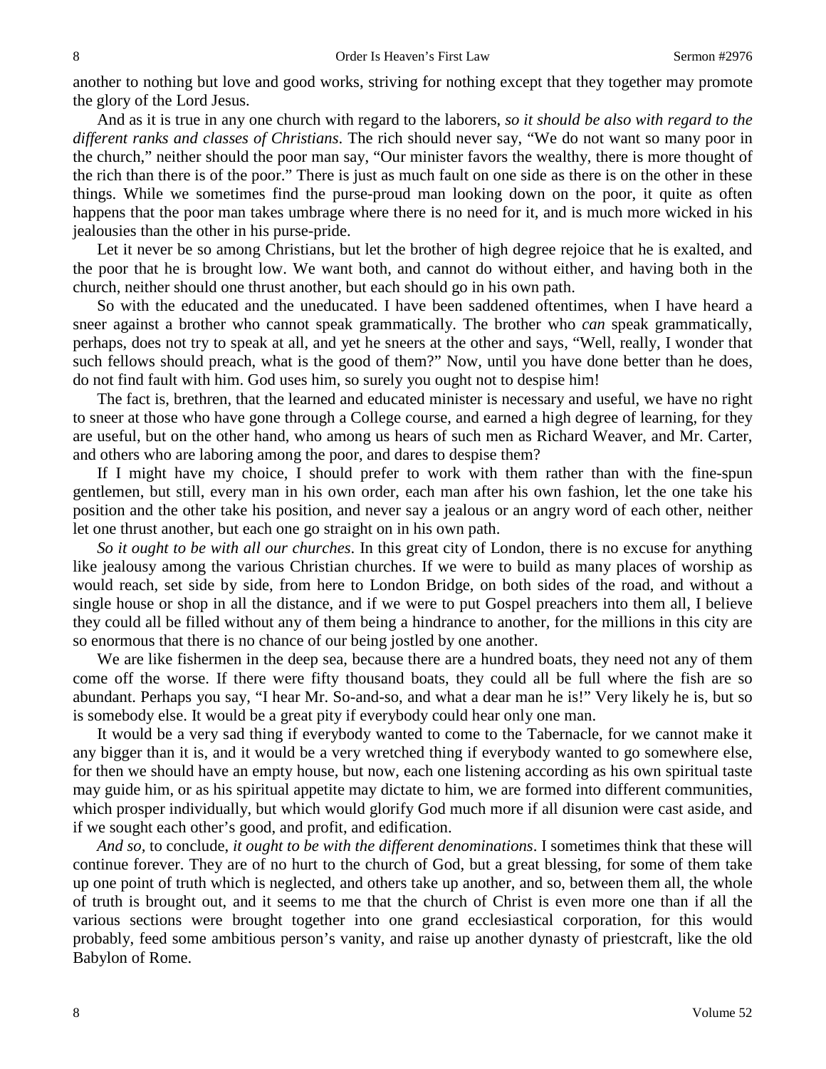another to nothing but love and good works, striving for nothing except that they together may promote the glory of the Lord Jesus.

And as it is true in any one church with regard to the laborers, *so it should be also with regard to the different ranks and classes of Christians*. The rich should never say, "We do not want so many poor in the church," neither should the poor man say, "Our minister favors the wealthy, there is more thought of the rich than there is of the poor." There is just as much fault on one side as there is on the other in these things. While we sometimes find the purse-proud man looking down on the poor, it quite as often happens that the poor man takes umbrage where there is no need for it, and is much more wicked in his jealousies than the other in his purse-pride.

Let it never be so among Christians, but let the brother of high degree rejoice that he is exalted, and the poor that he is brought low. We want both, and cannot do without either, and having both in the church, neither should one thrust another, but each should go in his own path.

So with the educated and the uneducated. I have been saddened oftentimes, when I have heard a sneer against a brother who cannot speak grammatically. The brother who *can* speak grammatically, perhaps, does not try to speak at all, and yet he sneers at the other and says, "Well, really, I wonder that such fellows should preach, what is the good of them?" Now, until you have done better than he does, do not find fault with him. God uses him, so surely you ought not to despise him!

The fact is, brethren, that the learned and educated minister is necessary and useful, we have no right to sneer at those who have gone through a College course, and earned a high degree of learning, for they are useful, but on the other hand, who among us hears of such men as Richard Weaver, and Mr. Carter, and others who are laboring among the poor, and dares to despise them?

If I might have my choice, I should prefer to work with them rather than with the fine-spun gentlemen, but still, every man in his own order, each man after his own fashion, let the one take his position and the other take his position, and never say a jealous or an angry word of each other, neither let one thrust another, but each one go straight on in his own path.

*So it ought to be with all our churches*. In this great city of London, there is no excuse for anything like jealousy among the various Christian churches. If we were to build as many places of worship as would reach, set side by side, from here to London Bridge, on both sides of the road, and without a single house or shop in all the distance, and if we were to put Gospel preachers into them all, I believe they could all be filled without any of them being a hindrance to another, for the millions in this city are so enormous that there is no chance of our being jostled by one another.

We are like fishermen in the deep sea, because there are a hundred boats, they need not any of them come off the worse. If there were fifty thousand boats, they could all be full where the fish are so abundant. Perhaps you say, "I hear Mr. So-and-so, and what a dear man he is!" Very likely he is, but so is somebody else. It would be a great pity if everybody could hear only one man.

It would be a very sad thing if everybody wanted to come to the Tabernacle, for we cannot make it any bigger than it is, and it would be a very wretched thing if everybody wanted to go somewhere else, for then we should have an empty house, but now, each one listening according as his own spiritual taste may guide him, or as his spiritual appetite may dictate to him, we are formed into different communities, which prosper individually, but which would glorify God much more if all disunion were cast aside, and if we sought each other's good, and profit, and edification.

*And so,* to conclude, *it ought to be with the different denominations*. I sometimes think that these will continue forever. They are of no hurt to the church of God, but a great blessing, for some of them take up one point of truth which is neglected, and others take up another, and so, between them all, the whole of truth is brought out, and it seems to me that the church of Christ is even more one than if all the various sections were brought together into one grand ecclesiastical corporation, for this would probably, feed some ambitious person's vanity, and raise up another dynasty of priestcraft, like the old Babylon of Rome.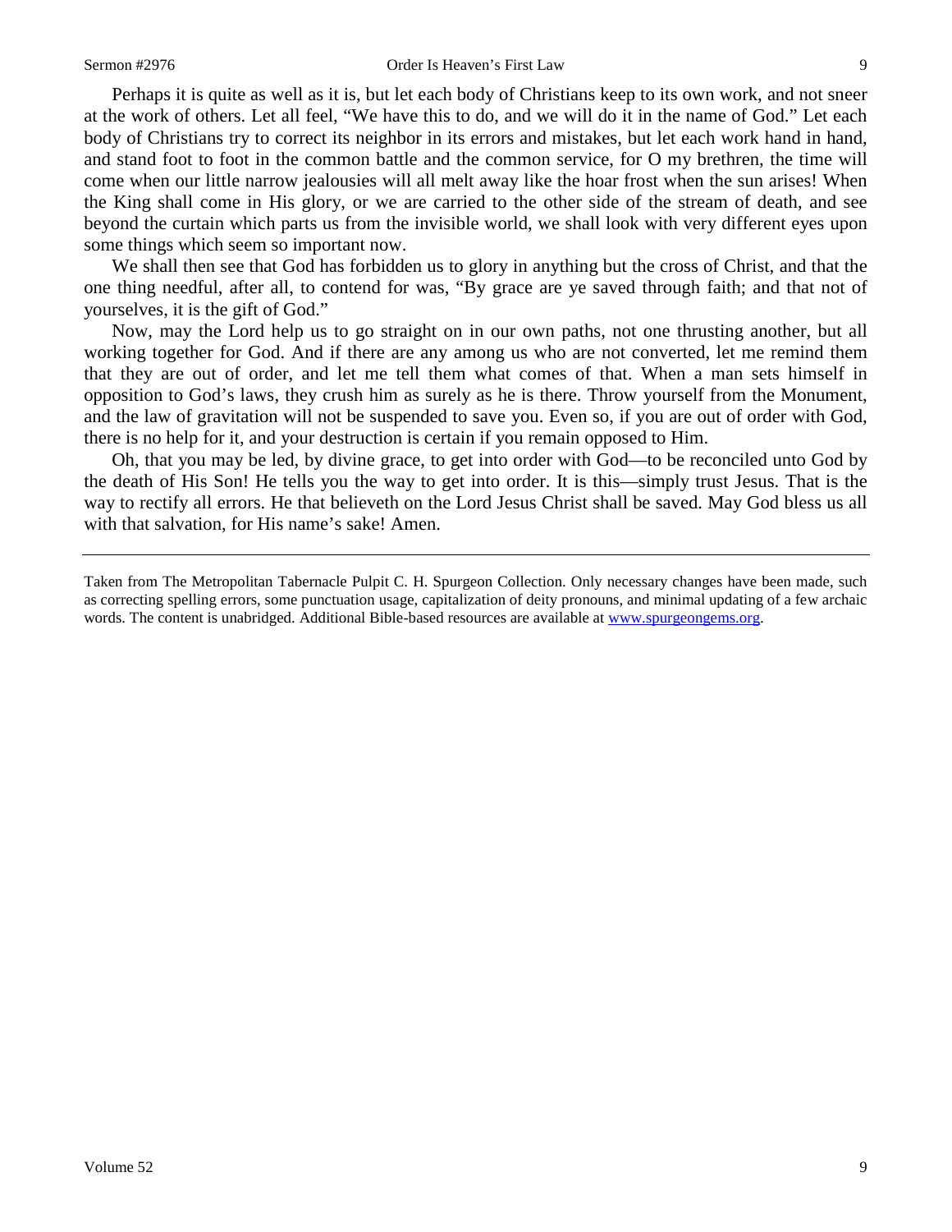Perhaps it is quite as well as it is, but let each body of Christians keep to its own work, and not sneer at the work of others. Let all feel, "We have this to do, and we will do it in the name of God." Let each body of Christians try to correct its neighbor in its errors and mistakes, but let each work hand in hand, and stand foot to foot in the common battle and the common service, for O my brethren, the time will come when our little narrow jealousies will all melt away like the hoar frost when the sun arises! When the King shall come in His glory, or we are carried to the other side of the stream of death, and see beyond the curtain which parts us from the invisible world, we shall look with very different eyes upon some things which seem so important now.

We shall then see that God has forbidden us to glory in anything but the cross of Christ, and that the one thing needful, after all, to contend for was, "By grace are ye saved through faith; and that not of yourselves, it is the gift of God."

Now, may the Lord help us to go straight on in our own paths, not one thrusting another, but all working together for God. And if there are any among us who are not converted, let me remind them that they are out of order, and let me tell them what comes of that. When a man sets himself in opposition to God's laws, they crush him as surely as he is there. Throw yourself from the Monument, and the law of gravitation will not be suspended to save you. Even so, if you are out of order with God, there is no help for it, and your destruction is certain if you remain opposed to Him.

Oh, that you may be led, by divine grace, to get into order with God—to be reconciled unto God by the death of His Son! He tells you the way to get into order. It is this—simply trust Jesus. That is the way to rectify all errors. He that believeth on the Lord Jesus Christ shall be saved. May God bless us all with that salvation, for His name's sake! Amen.

---

Taken from The Metropolitan Tabernacle Pulpit C. H. Spurgeon Collection. Only necessary changes have been made, such as correcting spelling errors, some punctuation usage, capitalization of deity pronouns, and minimal updating of a few archaic words. The content is unabridged. Additional Bible-based resources are available at [www.spurgeongems.org](http://www.spurgeongems.org).